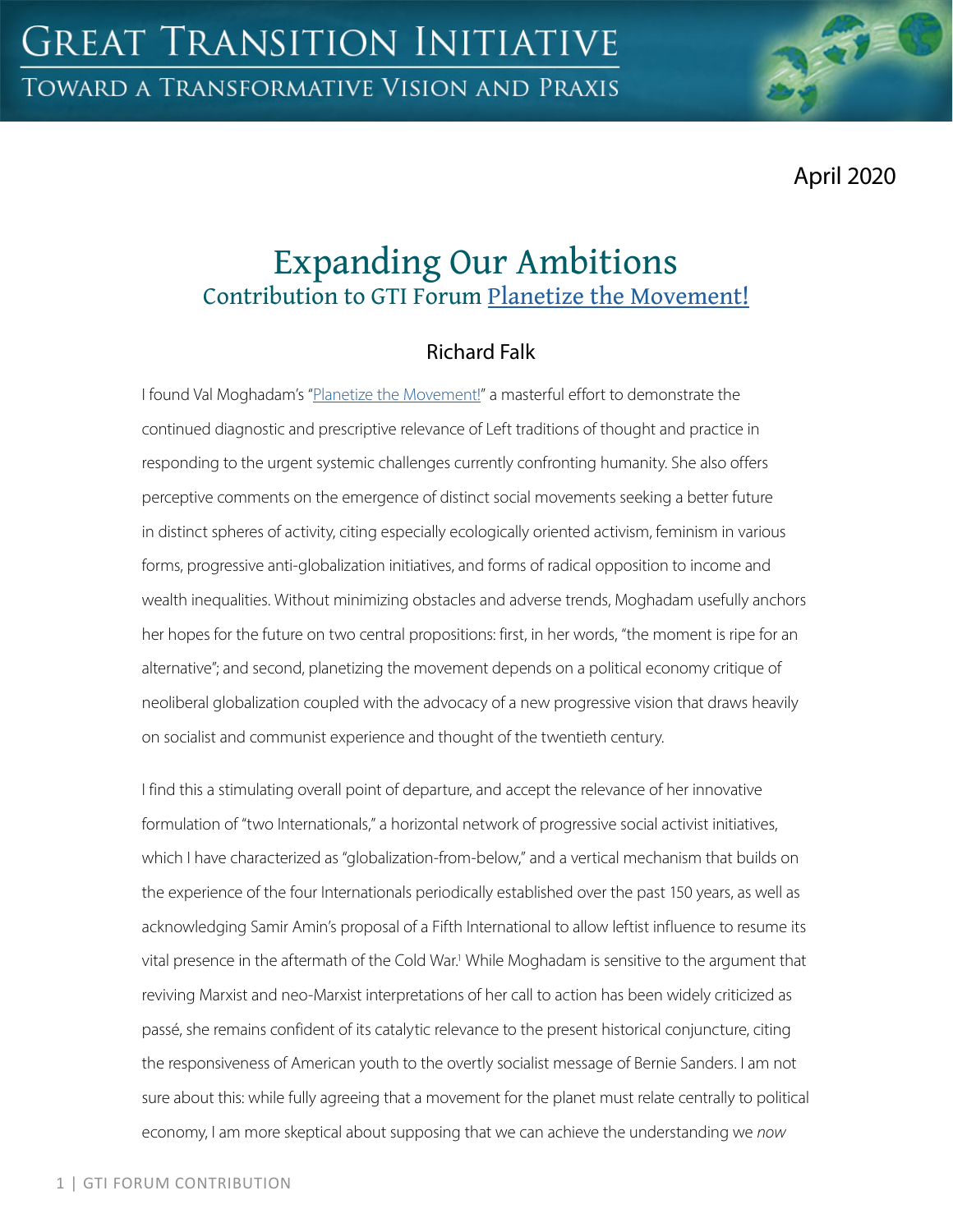April 2020

# Expanding Our Ambitions

## Contribution to GTI Forum Planetize the Movement!

Richard Falk

I found Val Moghadam's "Planetize the Movement!" a masterful effort to demonstrate the continued diagnostic and prescriptive relevance of Left traditions of thought and practice in responding to the urgent systemic challenges currently confronting humanity. She also offers perceptive comments on the emergence of distinct social movements seeking a better future in distinct spheres of activity, citing especially ecologically oriented activism, feminism in various forms, progressive anti-globalization initiatives, and forms of radical opposition to income and wealth inequalities. Without minimizing obstacles and adverse trends, Moghadam usefully anchors her hopes for the future on two central propositions: first, in her words, "the moment is ripe for an alternative"; and second, planetizing the movement depends on a political economy critique of neoliberal globalization coupled with the advocacy of a new progressive vision that draws heavily on socialist and communist experience and thought of the twentieth century.

I find this a stimulating overall point of departure, and accept the relevance of her innovative formulation of "two Internationals," a horizontal network of progressive social activist initiatives, which I have characterized as "globalization-from-below," and a vertical mechanism that builds on the experience of the four Internationals periodically established over the past 150 years, as well as acknowledging Samir Amin's proposal of a Fifth International to allow leftist influence to resume its vital presence in the aftermath of the Cold War.[1] While Moghadam is sensitive to the argument that reviving Marxist and neo-Marxist interpretations of her call to action has been widely criticized as passé, she remains confident of its catalytic relevance to the present historical conjuncture, citing the responsiveness of American youth to the overtly socialist message of Bernie Sanders. I am not sure about this: while fully agreeing that a movement for the planet must relate centrally to political economy, I am more skeptical about supposing that we can achieve the understanding we *now*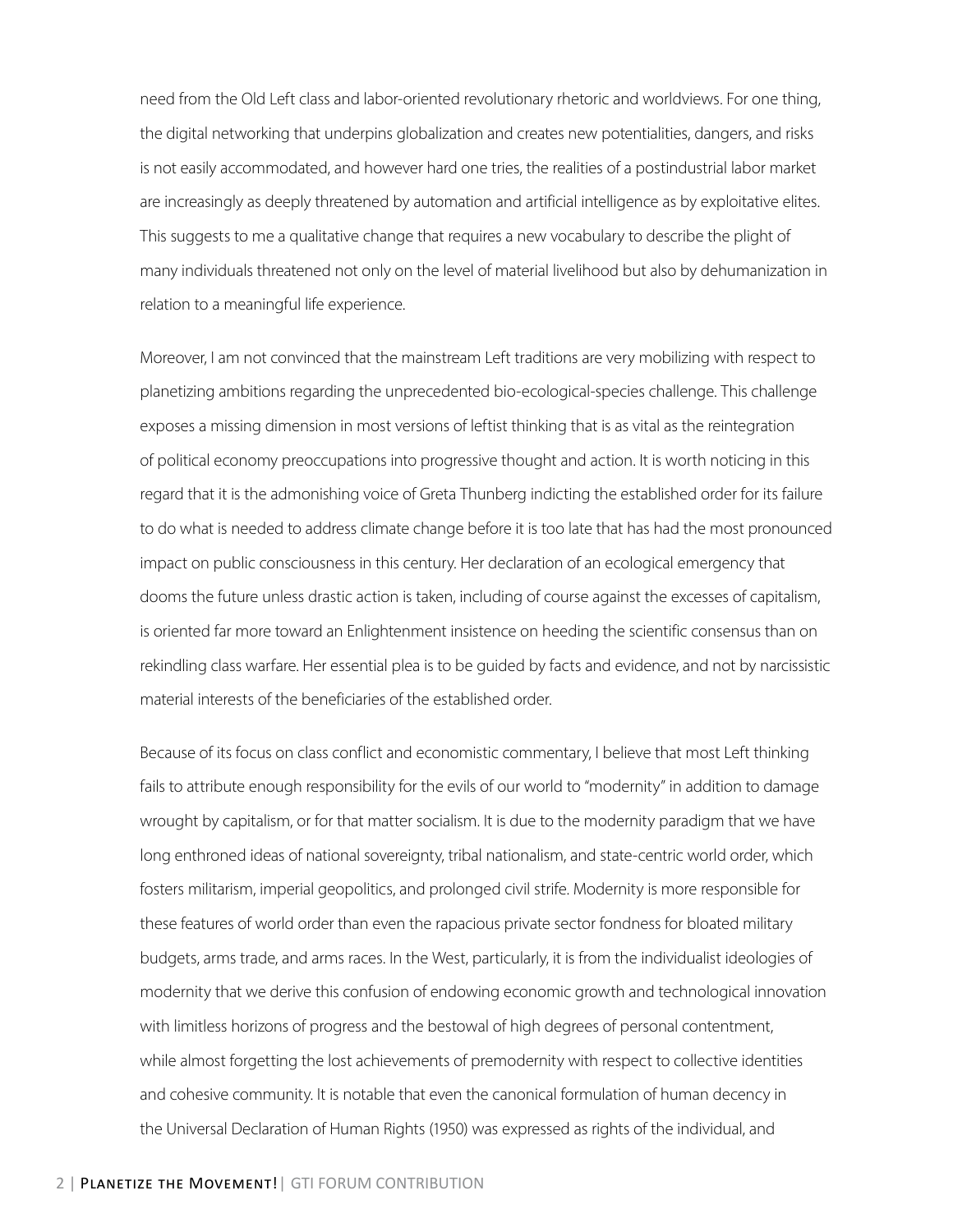need from the Old Left class and labor-oriented revolutionary rhetoric and worldviews. For one thing, the digital networking that underpins globalization and creates new potentialities, dangers, and risks is not easily accommodated, and however hard one tries, the realities of a postindustrial labor market are increasingly as deeply threatened by automation and artificial intelligence as by exploitative elites. This suggests to me a qualitative change that requires a new vocabulary to describe the plight of many individuals threatened not only on the level of material livelihood but also by dehumanization in relation to a meaningful life experience.

Moreover, I am not convinced that the mainstream Left traditions are very mobilizing with respect to planetizing ambitions regarding the unprecedented bio-ecological-species challenge. This challenge exposes a missing dimension in most versions of leftist thinking that is as vital as the reintegration of political economy preoccupations into progressive thought and action. It is worth noticing in this regard that it is the admonishing voice of Greta Thunberg indicting the established order for its failure to do what is needed to address climate change before it is too late that has had the most pronounced impact on public consciousness in this century. Her declaration of an ecological emergency that dooms the future unless drastic action is taken, including of course against the excesses of capitalism, is oriented far more toward an Enlightenment insistence on heeding the scientific consensus than on rekindling class warfare. Her essential plea is to be guided by facts and evidence, and not by narcissistic material interests of the beneficiaries of the established order.

Because of its focus on class conflict and economistic commentary, I believe that most Left thinking fails to attribute enough responsibility for the evils of our world to "modernity" in addition to damage wrought by capitalism, or for that matter socialism. It is due to the modernity paradigm that we have long enthroned ideas of national sovereignty, tribal nationalism, and state-centric world order, which fosters militarism, imperial geopolitics, and prolonged civil strife. Modernity is more responsible for these features of world order than even the rapacious private sector fondness for bloated military budgets, arms trade, and arms races. In the West, particularly, it is from the individualist ideologies of modernity that we derive this confusion of endowing economic growth and technological innovation with limitless horizons of progress and the bestowal of high degrees of personal contentment, while almost forgetting the lost achievements of premodernity with respect to collective identities and cohesive community. It is notable that even the canonical formulation of human decency in the Universal Declaration of Human Rights (1950) was expressed as rights of the individual, and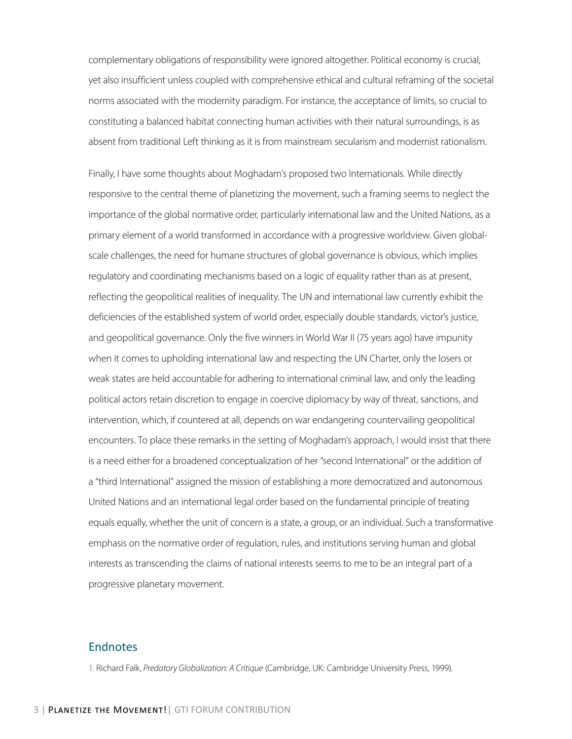complementary obligations of responsibility were ignored altogether. Political economy is crucial, yet also insufficient unless coupled with comprehensive ethical and cultural reframing of the societal norms associated with the modernity paradigm. For instance, the acceptance of limits, so crucial to constituting a balanced habitat connecting human activities with their natural surroundings, is as absent from traditional Left thinking as it is from mainstream secularism and modernist rationalism.

Finally, I have some thoughts about Moghadam's proposed two Internationals. While directly responsive to the central theme of planetizing the movement, such a framing seems to neglect the importance of the global normative order, particularly international law and the United Nations, as a primary element of a world transformed in accordance with a progressive worldview. Given global-scale challenges, the need for humane structures of global governance is obvious, which implies regulatory and coordinating mechanisms based on a logic of equality rather than as at present, reflecting the geopolitical realities of inequality. The UN and international law currently exhibit the deficiencies of the established system of world order, especially double standards, victor's justice, and geopolitical governance. Only the five winners in World War II (75 years ago) have impunity when it comes to upholding international law and respecting the UN Charter, only the losers or weak states are held accountable for adhering to international criminal law, and only the leading political actors retain discretion to engage in coercive diplomacy by way of threat, sanctions, and intervention, which, if countered at all, depends on war endangering countervailing geopolitical encounters. To place these remarks in the setting of Moghadam's approach, I would insist that there is a need either for a broadened conceptualization of her "second International" or the addition of a "third International" assigned the mission of establishing a more democratized and autonomous United Nations and an international legal order based on the fundamental principle of treating equals equally, whether the unit of concern is a state, a group, or an individual. Such a transformative emphasis on the normative order of regulation, rules, and institutions serving human and global interests as transcending the claims of national interests seems to me to be an integral part of a progressive planetary movement.

## Endnotes

1. Richard Falk, *Predatory Globalization: A Critique* (Cambridge, UK: Cambridge University Press, 1999).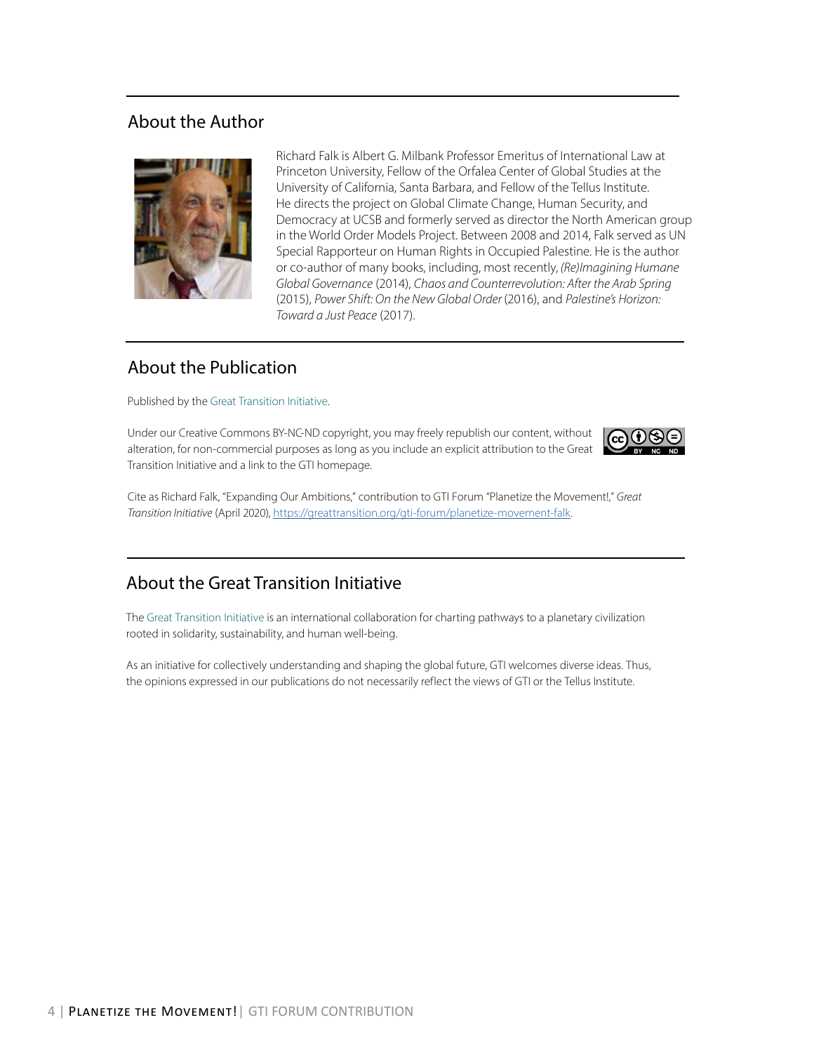## About the Author

Richard Falk is Albert G. Milbank Professor Emeritus of International Law at Princeton University, Fellow of the Orfalea Center of Global Studies at the University of California, Santa Barbara, and Fellow of the Tellus Institute. He directs the project on Global Climate Change, Human Security, and Democracy at UCSB and formerly served as director the North American group in the World Order Models Project. Between 2008 and 2014, Falk served as UN Special Rapporteur on Human Rights in Occupied Palestine. He is the author or co-author of many books, including, most recently, *(Re)Imagining Humane Global Governance* (2014), *Chaos and Counterrevolution: After the Arab Spring* (2015), *Power Shift: On the New Global Order* (2016), and *Palestine's Horizon: Toward a Just Peace* (2017).

## About the Publication

Published by the Great Transition Initiative.

Under our Creative Commons BY-NC-ND copyright, you may freely republish our content, without alteration, for non-commercial purposes as long as you include an explicit attribution to the Great Transition Initiative and a link to the GTI homepage.

Cite as Richard Falk, "Expanding Our Ambitions," contribution to GTI Forum "Planetize the Movement!," *Great Transition Initiative* (April 2020), https://greattransition.org/gti-forum/planetize-movement-falk.

## About the Great Transition Initiative

The Great Transition Initiative is an international collaboration for charting pathways to a planetary civilization rooted in solidarity, sustainability, and human well-being.

As an initiative for collectively understanding and shaping the global future, GTI welcomes diverse ideas. Thus, the opinions expressed in our publications do not necessarily reflect the views of GTI or the Tellus Institute.